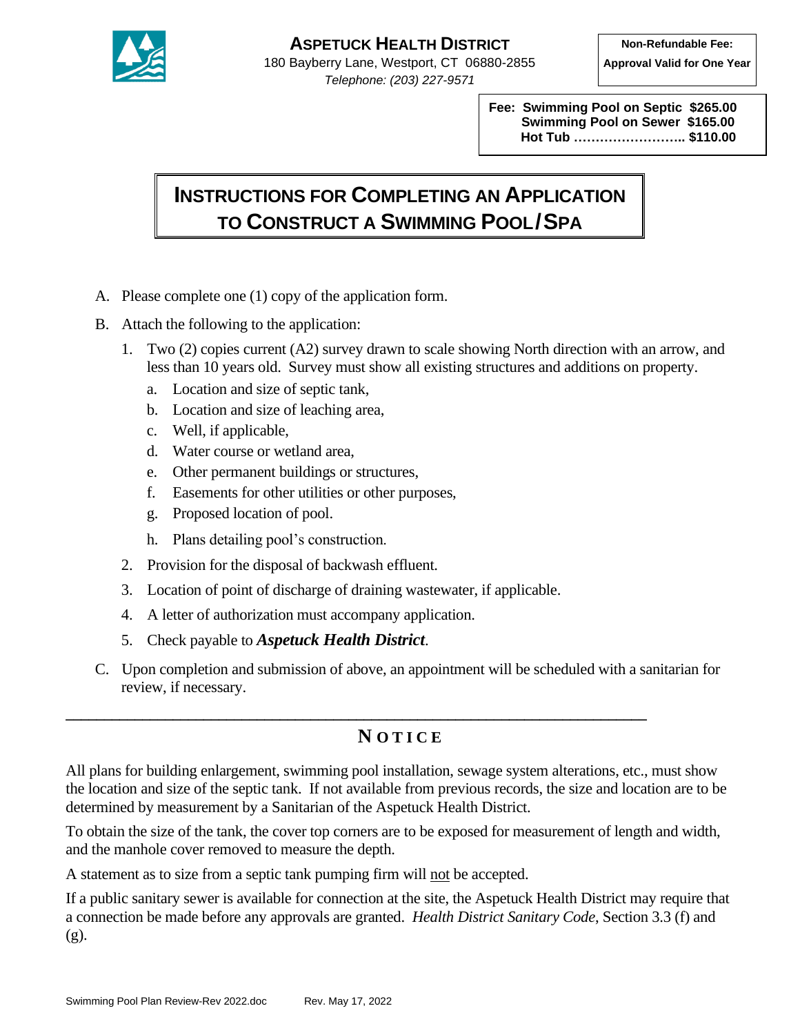**ASPETUCK HEALTH DISTRICT**
180 Bayberry Lane, Westport, CT 06880-2855
*Telephone: (203) 227-9571*

**Non-Refundable Fee:**
**Approval Valid for One Year**

**Fee: Swimming Pool on Septic $265.00**
**Swimming Pool on Sewer $165.00**
**Hot Tub …………………….. $110.00**

# INSTRUCTIONS FOR COMPLETING AN APPLICATION TO CONSTRUCT A SWIMMING POOL/SPA

A. Please complete one (1) copy of the application form.

B. Attach the following to the application:

1. Two (2) copies current (A2) survey drawn to scale showing North direction with an arrow, and less than 10 years old. Survey must show all existing structures and additions on property.
   a. Location and size of septic tank,
   b. Location and size of leaching area,
   c. Well, if applicable,
   d. Water course or wetland area,
   e. Other permanent buildings or structures,
   f. Easements for other utilities or other purposes,
   g. Proposed location of pool.
   h. Plans detailing pool's construction.
2. Provision for the disposal of backwash effluent.
3. Location of point of discharge of draining wastewater, if applicable.
4. A letter of authorization must accompany application.
5. Check payable to ***Aspetuck Health District***.

C. Upon completion and submission of above, an appointment will be scheduled with a sanitarian for review, if necessary.

---

## NOTICE

All plans for building enlargement, swimming pool installation, sewage system alterations, etc., must show the location and size of the septic tank. If not available from previous records, the size and location are to be determined by measurement by a Sanitarian of the Aspetuck Health District.

To obtain the size of the tank, the cover top corners are to be exposed for measurement of length and width, and the manhole cover removed to measure the depth.

A statement as to size from a septic tank pumping firm will not be accepted.

If a public sanitary sewer is available for connection at the site, the Aspetuck Health District may require that a connection be made before any approvals are granted. *Health District Sanitary Code*, Section 3.3 (f) and (g).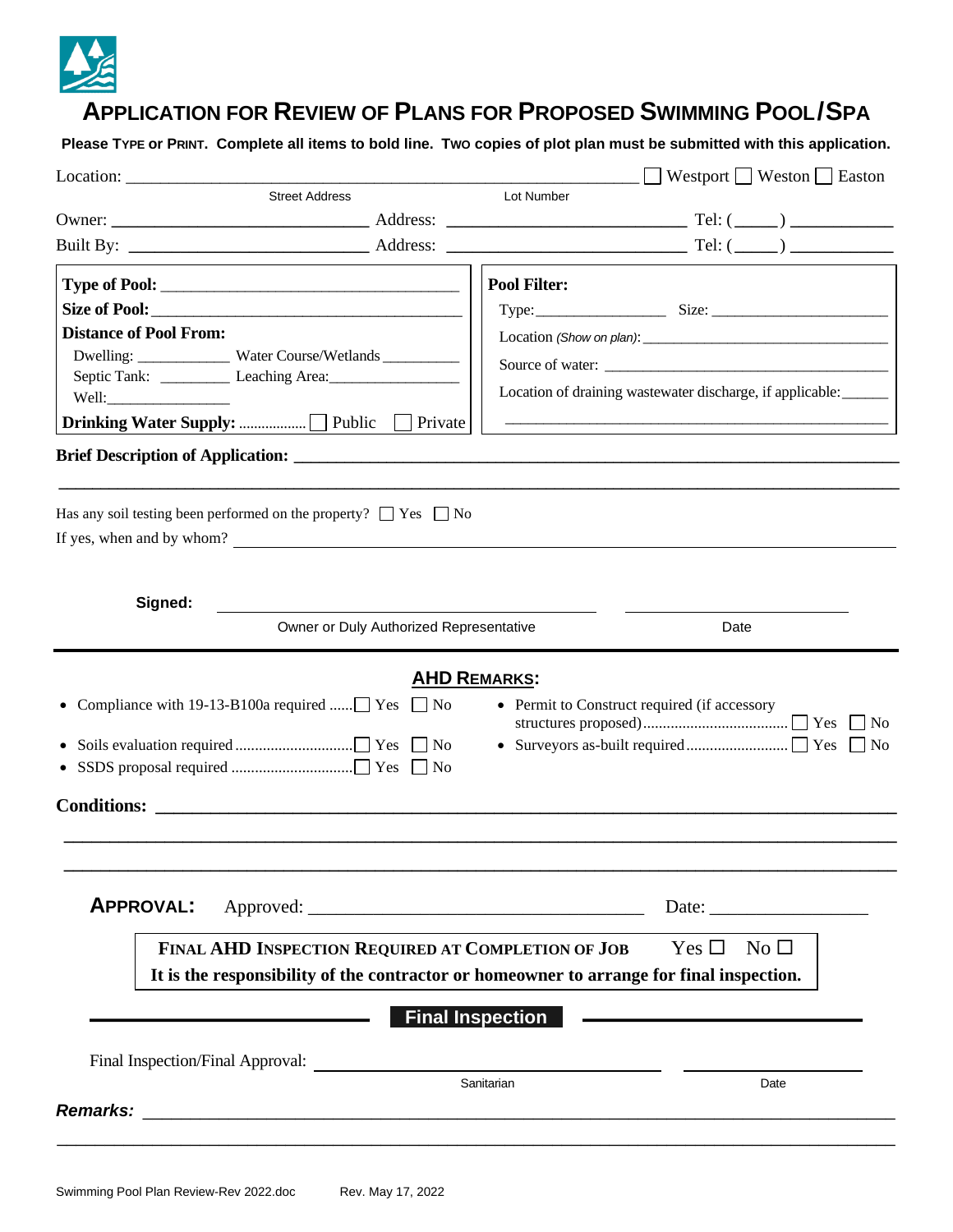# APPLICATION FOR REVIEW OF PLANS FOR PROPOSED SWIMMING POOL/SPA

**Please TYPE or PRINT. Complete all items to bold line. TWO copies of plot plan must be submitted with this application.**

Location: ______________________________ ______________ ☐ Westport ☐ Weston ☐ Easton

Street Address — Lot Number

Owner: __________________________ Address: __________________________ Tel: (_____) ___________

Built By: __________________________ Address: __________________________ Tel: (_____) ___________

**Type of Pool:** ______________________________

**Size of Pool:** ______________________________

**Distance of Pool From:**

Dwelling: ___________ Water Course/Wetlands __________

Septic Tank: _________ Leaching Area: ________________

Well: ________________

**Drinking Water Supply:** .................. ☐ Public ☐ Private

**Pool Filter:**

Type: ________________ Size: ______________________

Location *(Show on plan)*: ________________________________

Source of water: ______________________________________

Location of draining wastewater discharge, if applicable: ______

______________________________________________

**Brief Description of Application:** ______________________________________________________________

______________________________________________________________________________

Has any soil testing been performed on the property? ☐ Yes ☐ No

If yes, when and by whom? ______________________________________________

**Signed:** ________________________________________ ____________________

Owner or Duly Authorized Representative — Date

---

## AHD REMARKS:

- Compliance with 19-13-B100a required ...... ☐ Yes ☐ No
- Soils evaluation required .............................. ☐ Yes ☐ No
- SSDS proposal required ............................... ☐ Yes ☐ No
- Permit to Construct required (if accessory structures proposed) ..................................... ☐ Yes ☐ No
- Surveyors as-built required .......................... ☐ Yes ☐ No

**Conditions:** ______________________________________________________________________

______________________________________________________________________________

______________________________________________________________________________

**APPROVAL:** Approved: ____________________________________ Date: _________________

**FINAL AHD INSPECTION REQUIRED AT COMPLETION OF JOB** Yes ☐ No ☐

**It is the responsibility of the contractor or homeowner to arrange for final inspection.**

## Final Inspection

Final Inspection/Final Approval: ____________________________________ ____________________

Sanitarian — Date

***Remarks:*** ______________________________________________________________________

______________________________________________________________________________

Swimming Pool Plan Review-Rev 2022.doc Rev. May 17, 2022